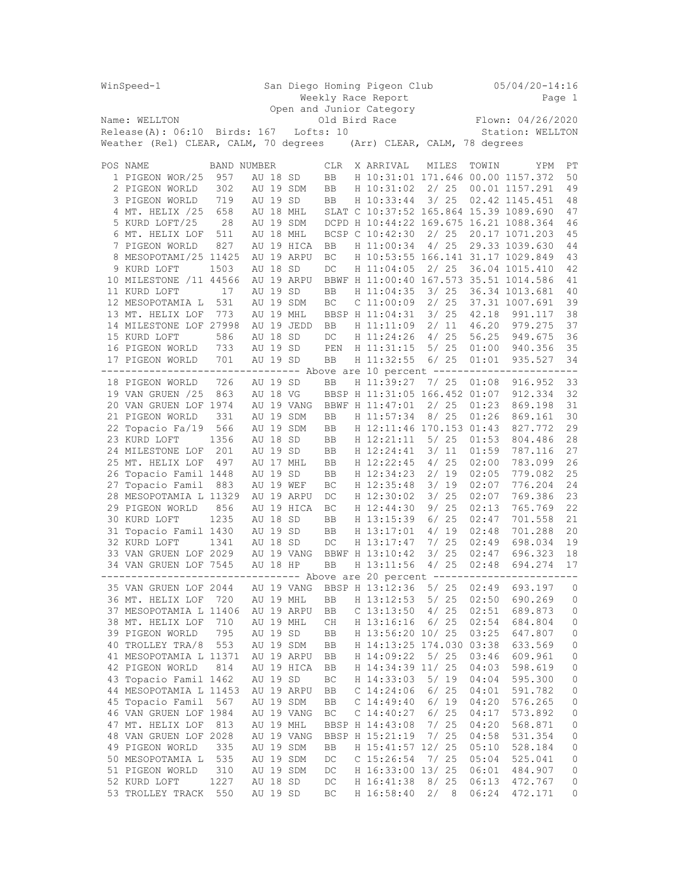WinSpeed-1 San Diego Homing Pigeon Club 05/04/20-14:16

Weekly Race Report

Open and Junior Category

Name: WELLTON Old Bird Race Flown: 04/26/2020

Release(A): 06:10 Birds: 167 Lofts: 10 Station: WELLTON

Weather (Rel) CLEAR, CALM, 70 degrees (Arr) CLEAR, CALM, 78 degrees

| POS | NAME | BAND NUMBER | CLR | X | ARRIVAL | MILES | TOWIN | YPM | PT |
|---|---|---|---|---|---|---|---|---|---|
| 1 | PIGEON WOR/25 | 957 AU 18 SD | BB | H | 10:31:01 | 171.646 | 00.00 | 1157.372 | 50 |
| 2 | PIGEON WORLD | 302 AU 19 SDM | BB | H | 10:31:02 | 2/ 25 | 00.01 | 1157.291 | 49 |
| 3 | PIGEON WORLD | 719 AU 19 SD | BB | H | 10:33:44 | 3/ 25 | 02.42 | 1145.451 | 48 |
| 4 | MT. HELIX /25 | 658 AU 18 MHL | SLAT | C | 10:37:52 | 165.864 | 15.39 | 1089.690 | 47 |
| 5 | KURD LOFT/25 | 28 AU 19 SDM | DCPD | H | 10:44:22 | 169.675 | 16.21 | 1088.364 | 46 |
| 6 | MT. HELIX LOF | 511 AU 18 MHL | BCSP | C | 10:42:30 | 2/ 25 | 20.17 | 1071.203 | 45 |
| 7 | PIGEON WORLD | 827 AU 19 HICA | BB | H | 11:00:34 | 4/ 25 | 29.33 | 1039.630 | 44 |
| 8 | MESOPOTAMI/25 | 11425 AU 19 ARPU | BC | H | 10:53:55 | 166.141 | 31.17 | 1029.849 | 43 |
| 9 | KURD LOFT | 1503 AU 18 SD | DC | H | 11:04:05 | 2/ 25 | 36.04 | 1015.410 | 42 |
| 10 | MILESTONE /11 | 44566 AU 19 ARPU | BBWF | H | 11:00:40 | 167.573 | 35.51 | 1014.586 | 41 |
| 11 | KURD LOFT | 17 AU 19 SD | BB | H | 11:04:35 | 3/ 25 | 36.34 | 1013.681 | 40 |
| 12 | MESOPOTAMIA L | 531 AU 19 SDM | BC | C | 11:00:09 | 2/ 25 | 37.31 | 1007.691 | 39 |
| 13 | MT. HELIX LOF | 773 AU 19 MHL | BBSP | H | 11:04:31 | 3/ 25 | 42.18 | 991.117 | 38 |
| 14 | MILESTONE LOF | 27998 AU 19 JEDD | BB | H | 11:11:09 | 2/ 11 | 46.20 | 979.275 | 37 |
| 15 | KURD LOFT | 586 AU 18 SD | DC | H | 11:24:26 | 4/ 25 | 56.25 | 949.675 | 36 |
| 16 | PIGEON WORLD | 733 AU 19 SD | PEN | H | 11:31:15 | 5/ 25 | 01:00 | 940.356 | 35 |
| 17 | PIGEON WORLD | 701 AU 19 SD | BB | H | 11:32:55 | 6/ 25 | 01:01 | 935.527 | 34 |
| | ---- Above are 10 percent ---- | | | | | | | | |
| 18 | PIGEON WORLD | 726 AU 19 SD | BB | H | 11:39:27 | 7/ 25 | 01:08 | 916.952 | 33 |
| 19 | VAN GRUEN /25 | 863 AU 18 VG | BBSP | H | 11:31:05 | 166.452 | 01:07 | 912.334 | 32 |
| 20 | VAN GRUEN LOF | 1974 AU 19 VANG | BBWF | H | 11:47:01 | 2/ 25 | 01:23 | 869.198 | 31 |
| 21 | PIGEON WORLD | 331 AU 19 SDM | BB | H | 11:57:34 | 8/ 25 | 01:26 | 869.161 | 30 |
| 22 | Topacio Fa/19 | 566 AU 19 SDM | BB | H | 12:11:46 | 170.153 | 01:43 | 827.772 | 29 |
| 23 | KURD LOFT | 1356 AU 18 SD | BB | H | 12:21:11 | 5/ 25 | 01:53 | 804.486 | 28 |
| 24 | MILESTONE LOF | 201 AU 19 SD | BB | H | 12:24:41 | 3/ 11 | 01:59 | 787.116 | 27 |
| 25 | MT. HELIX LOF | 497 AU 17 MHL | BB | H | 12:22:45 | 4/ 25 | 02:00 | 783.099 | 26 |
| 26 | Topacio Famil | 1448 AU 19 SD | BB | H | 12:34:23 | 2/ 19 | 02:05 | 779.082 | 25 |
| 27 | Topacio Famil | 883 AU 19 WEF | BC | H | 12:35:48 | 3/ 19 | 02:07 | 776.204 | 24 |
| 28 | MESOPOTAMIA L | 11329 AU 19 ARPU | DC | H | 12:30:02 | 3/ 25 | 02:07 | 769.386 | 23 |
| 29 | PIGEON WORLD | 856 AU 19 HICA | BC | H | 12:44:30 | 9/ 25 | 02:13 | 765.769 | 22 |
| 30 | KURD LOFT | 1235 AU 18 SD | BB | H | 13:15:39 | 6/ 25 | 02:47 | 701.558 | 21 |
| 31 | Topacio Famil | 1430 AU 19 SD | BB | H | 13:17:01 | 4/ 19 | 02:48 | 701.288 | 20 |
| 32 | KURD LOFT | 1341 AU 18 SD | DC | H | 13:17:47 | 7/ 25 | 02:49 | 698.034 | 19 |
| 33 | VAN GRUEN LOF | 2029 AU 19 VANG | BBWF | H | 13:10:42 | 3/ 25 | 02:47 | 696.323 | 18 |
| 34 | VAN GRUEN LOF | 7545 AU 18 HP | BB | H | 13:11:56 | 4/ 25 | 02:48 | 694.274 | 17 |
| | ---- Above are 20 percent ---- | | | | | | | | |
| 35 | VAN GRUEN LOF | 2044 AU 19 VANG | BBSP | H | 13:12:36 | 5/ 25 | 02:49 | 693.197 | 0 |
| 36 | MT. HELIX LOF | 720 AU 19 MHL | BB | H | 13:12:53 | 5/ 25 | 02:50 | 690.269 | 0 |
| 37 | MESOPOTAMIA L | 11406 AU 19 ARPU | BB | C | 13:13:50 | 4/ 25 | 02:51 | 689.873 | 0 |
| 38 | MT. HELIX LOF | 710 AU 19 MHL | CH | H | 13:16:16 | 6/ 25 | 02:54 | 684.804 | 0 |
| 39 | PIGEON WORLD | 795 AU 19 SD | BB | H | 13:56:20 | 10/ 25 | 03:25 | 647.807 | 0 |
| 40 | TROLLEY TRA/8 | 553 AU 19 SDM | BB | H | 14:13:25 | 174.030 | 03:38 | 633.569 | 0 |
| 41 | MESOPOTAMIA L | 11371 AU 19 ARPU | BB | H | 14:09:22 | 5/ 25 | 03:46 | 609.961 | 0 |
| 42 | PIGEON WORLD | 814 AU 19 HICA | BB | H | 14:34:39 | 11/ 25 | 04:03 | 598.619 | 0 |
| 43 | Topacio Famil | 1462 AU 19 SD | BC | H | 14:33:03 | 5/ 19 | 04:04 | 595.300 | 0 |
| 44 | MESOPOTAMIA L | 11453 AU 19 ARPU | BB | C | 14:24:06 | 6/ 25 | 04:01 | 591.782 | 0 |
| 45 | Topacio Famil | 567 AU 19 SDM | BB | C | 14:49:40 | 6/ 19 | 04:20 | 576.265 | 0 |
| 46 | VAN GRUEN LOF | 1984 AU 19 VANG | BC | C | 14:40:27 | 6/ 25 | 04:17 | 573.892 | 0 |
| 47 | MT. HELIX LOF | 813 AU 19 MHL | BBSP | H | 14:43:08 | 7/ 25 | 04:20 | 568.871 | 0 |
| 48 | VAN GRUEN LOF | 2028 AU 19 VANG | BBSP | H | 15:21:19 | 7/ 25 | 04:58 | 531.354 | 0 |
| 49 | PIGEON WORLD | 335 AU 19 SDM | BB | H | 15:41:57 | 12/ 25 | 05:10 | 528.184 | 0 |
| 50 | MESOPOTAMIA L | 535 AU 19 SDM | DC | C | 15:26:54 | 7/ 25 | 05:04 | 525.041 | 0 |
| 51 | PIGEON WORLD | 310 AU 19 SDM | DC | H | 16:33:00 | 13/ 25 | 06:01 | 484.907 | 0 |
| 52 | KURD LOFT | 1227 AU 18 SD | DC | H | 16:41:38 | 8/ 25 | 06:13 | 472.767 | 0 |
| 53 | TROLLEY TRACK | 550 AU 19 SD | BC | H | 16:58:40 | 2/ 8 | 06:24 | 472.171 | 0 |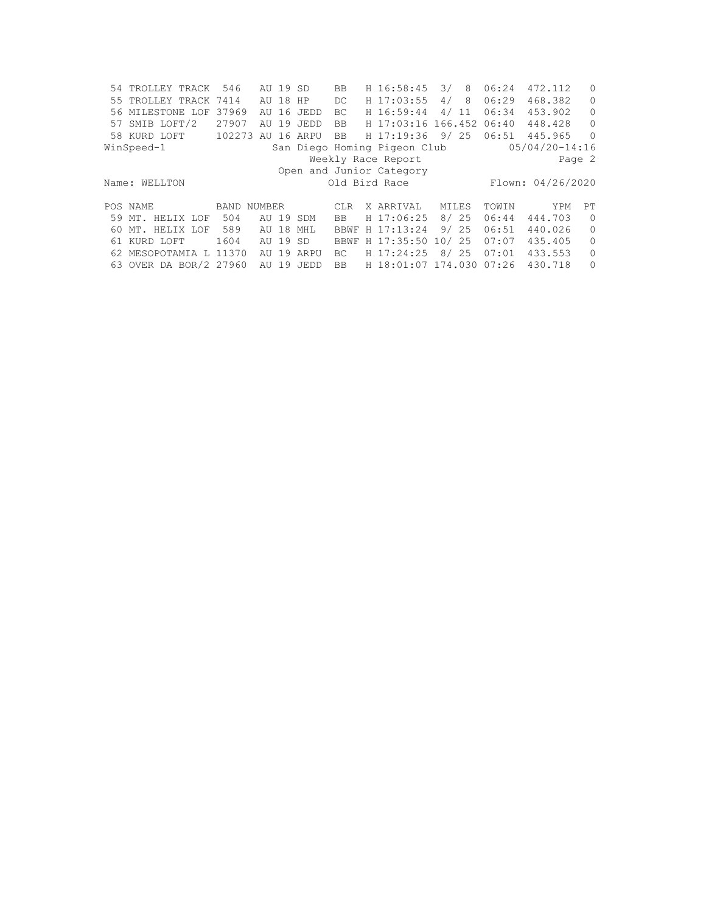| | | | | | | | | | |
|---|---|---|---|---|---|---|---|---|---|
| 54 | TROLLEY TRACK | 546 | AU 19 SD | BB | H 16:58:45 | 3/ 8 | 06:24 | 472.112 | 0 |
| 55 | TROLLEY TRACK | 7414 | AU 18 HP | DC | H 17:03:55 | 4/ 8 | 06:29 | 468.382 | 0 |
| 56 | MILESTONE LOF | 37969 | AU 16 JEDD | BC | H 16:59:44 | 4/ 11 | 06:34 | 453.902 | 0 |
| 57 | SMIB LOFT/2 | 27907 | AU 19 JEDD | BB | H 17:03:16 | 166.452 | 06:40 | 448.428 | 0 |
| 58 | KURD LOFT | 102273 | AU 16 ARPU | BB | H 17:19:36 | 9/ 25 | 06:51 | 445.965 | 0 |

WinSpeed-1 San Diego Homing Pigeon Club 05/04/20-14:16

Weekly Race Report Page 2

Open and Junior Category

Name: WELLTON Old Bird Race Flown: 04/26/2020

| POS | NAME | BAND NUMBER | | CLR | X ARRIVAL | MILES | TOWIN | YPM | PT |
|---|---|---|---|---|---|---|---|---|---|
| 59 | MT. HELIX LOF | 504 | AU 19 SDM | BB | H 17:06:25 | 8/ 25 | 06:44 | 444.703 | 0 |
| 60 | MT. HELIX LOF | 589 | AU 18 MHL | BBWF | H 17:13:24 | 9/ 25 | 06:51 | 440.026 | 0 |
| 61 | KURD LOFT | 1604 | AU 19 SD | BBWF | H 17:35:50 | 10/ 25 | 07:07 | 435.405 | 0 |
| 62 | MESOPOTAMIA L | 11370 | AU 19 ARPU | BC | H 17:24:25 | 8/ 25 | 07:01 | 433.553 | 0 |
| 63 | OVER DA BOR/2 | 27960 | AU 19 JEDD | BB | H 18:01:07 | 174.030 | 07:26 | 430.718 | 0 |